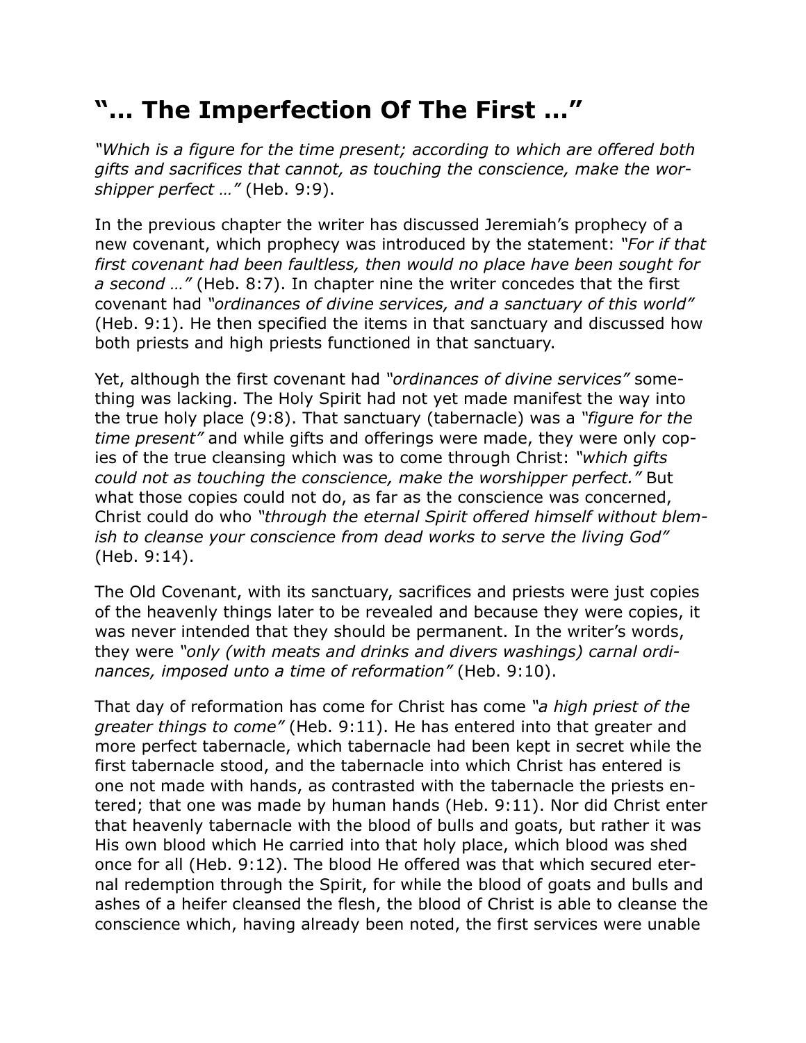# "… The Imperfection Of The First …"

*"Which is a figure for the time present; according to which are offered both gifts and sacrifices that cannot, as touching the conscience, make the worshipper perfect …"* (Heb. 9:9).

In the previous chapter the writer has discussed Jeremiah's prophecy of a new covenant, which prophecy was introduced by the statement: *"For if that first covenant had been faultless, then would no place have been sought for a second …"* (Heb. 8:7). In chapter nine the writer concedes that the first covenant had *"ordinances of divine services, and a sanctuary of this world"* (Heb. 9:1). He then specified the items in that sanctuary and discussed how both priests and high priests functioned in that sanctuary.

Yet, although the first covenant had *"ordinances of divine services"* something was lacking. The Holy Spirit had not yet made manifest the way into the true holy place (9:8). That sanctuary (tabernacle) was a *"figure for the time present"* and while gifts and offerings were made, they were only copies of the true cleansing which was to come through Christ: *"which gifts could not as touching the conscience, make the worshipper perfect."* But what those copies could not do, as far as the conscience was concerned, Christ could do who *"through the eternal Spirit offered himself without blemish to cleanse your conscience from dead works to serve the living God"* (Heb. 9:14).

The Old Covenant, with its sanctuary, sacrifices and priests were just copies of the heavenly things later to be revealed and because they were copies, it was never intended that they should be permanent. In the writer's words, they were *"only (with meats and drinks and divers washings) carnal ordinances, imposed unto a time of reformation"* (Heb. 9:10).

That day of reformation has come for Christ has come *"a high priest of the greater things to come"* (Heb. 9:11). He has entered into that greater and more perfect tabernacle, which tabernacle had been kept in secret while the first tabernacle stood, and the tabernacle into which Christ has entered is one not made with hands, as contrasted with the tabernacle the priests entered; that one was made by human hands (Heb. 9:11). Nor did Christ enter that heavenly tabernacle with the blood of bulls and goats, but rather it was His own blood which He carried into that holy place, which blood was shed once for all (Heb. 9:12). The blood He offered was that which secured eternal redemption through the Spirit, for while the blood of goats and bulls and ashes of a heifer cleansed the flesh, the blood of Christ is able to cleanse the conscience which, having already been noted, the first services were unable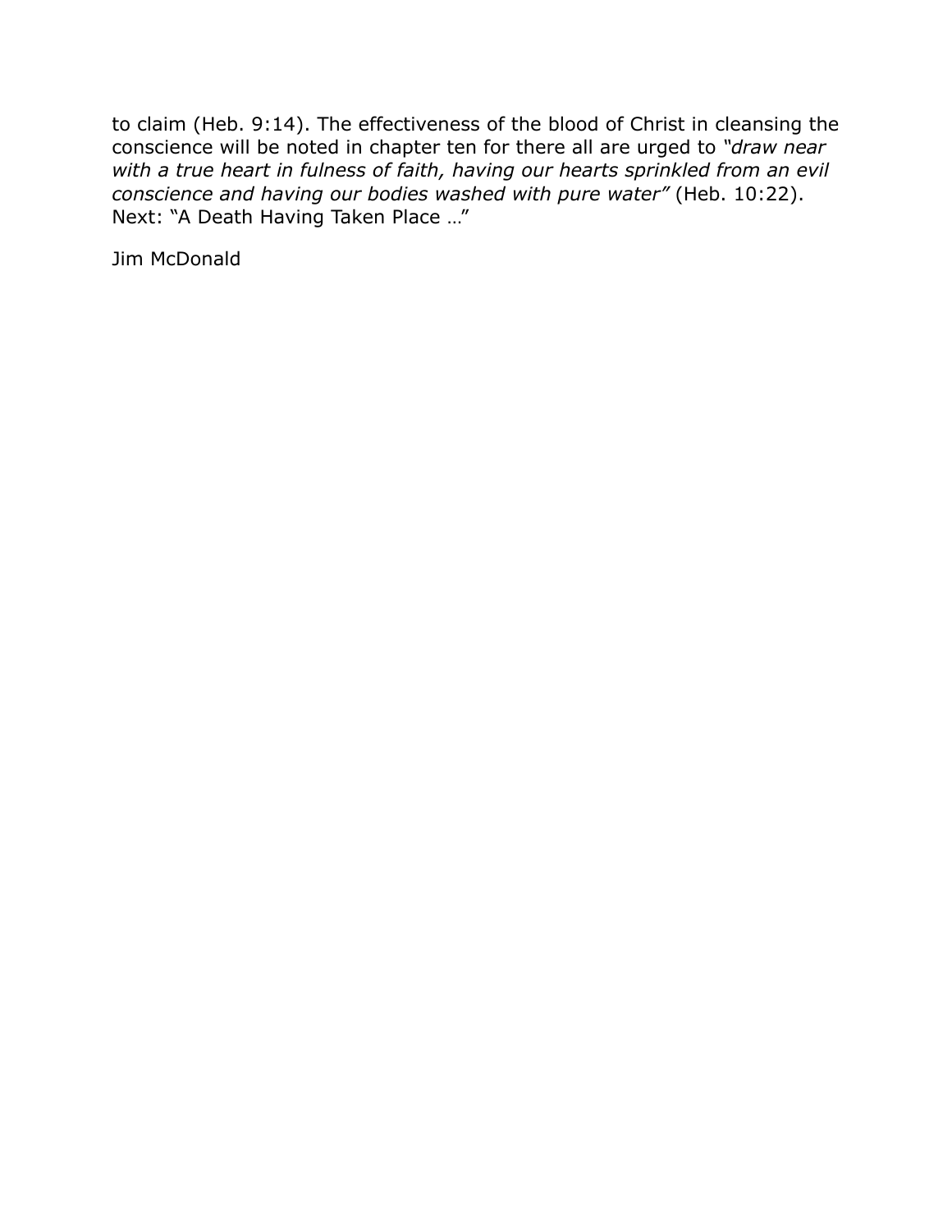to claim (Heb. 9:14). The effectiveness of the blood of Christ in cleansing the conscience will be noted in chapter ten for there all are urged to *"draw near with a true heart in fulness of faith, having our hearts sprinkled from an evil conscience and having our bodies washed with pure water"* (Heb. 10:22). Next: "A Death Having Taken Place …"

Jim McDonald